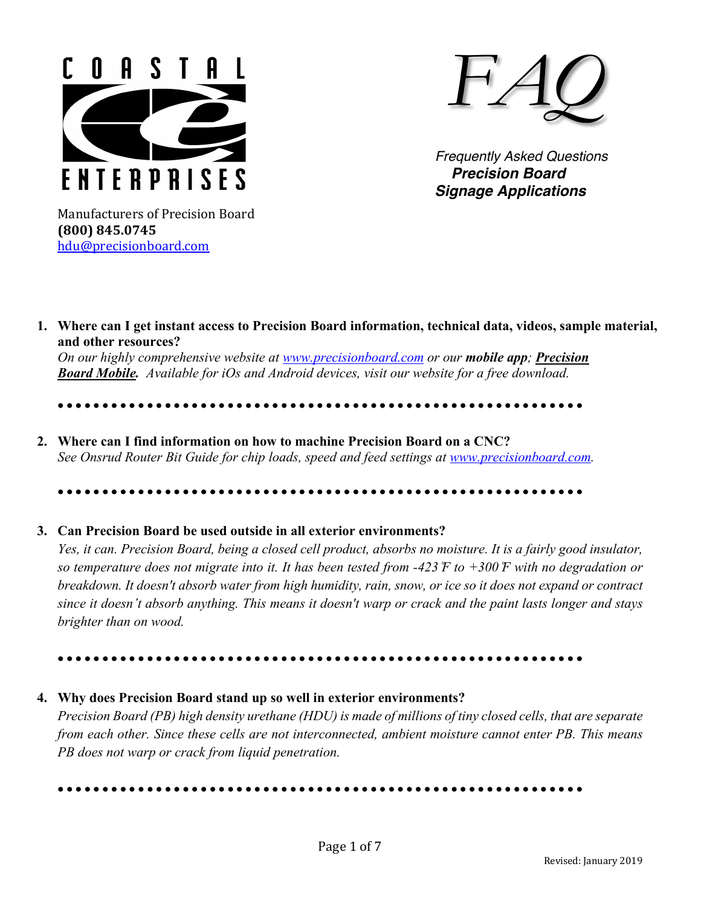**COASTAL ENTERPRISES**

Manufacturers of Precision Board
**(800) 845.0745**
hdu@precisionboard.com

# FAQ

*Frequently Asked Questions*
***Precision Board***
***Signage Applications***

1. **Where can I get instant access to Precision Board information, technical data, videos, sample material, and other resources?**
   *On our highly comprehensive website at www.precisionboard.com or our **mobile app**; **Precision Board Mobile**. Available for iOs and Android devices, visit our website for a free download.*

---

2. **Where can I find information on how to machine Precision Board on a CNC?**
   *See Onsrud Router Bit Guide for chip loads, speed and feed settings at www.precisionboard.com.*

---

3. **Can Precision Board be used outside in all exterior environments?**
   *Yes, it can. Precision Board, being a closed cell product, absorbs no moisture. It is a fairly good insulator, so temperature does not migrate into it. It has been tested from -423°F to +300°F with no degradation or breakdown. It doesn't absorb water from high humidity, rain, snow, or ice so it does not expand or contract since it doesn't absorb anything. This means it doesn't warp or crack and the paint lasts longer and stays brighter than on wood.*

---

4. **Why does Precision Board stand up so well in exterior environments?**
   *Precision Board (PB) high density urethane (HDU) is made of millions of tiny closed cells, that are separate from each other. Since these cells are not interconnected, ambient moisture cannot enter PB. This means PB does not warp or crack from liquid penetration.*

---

Revised: January 2019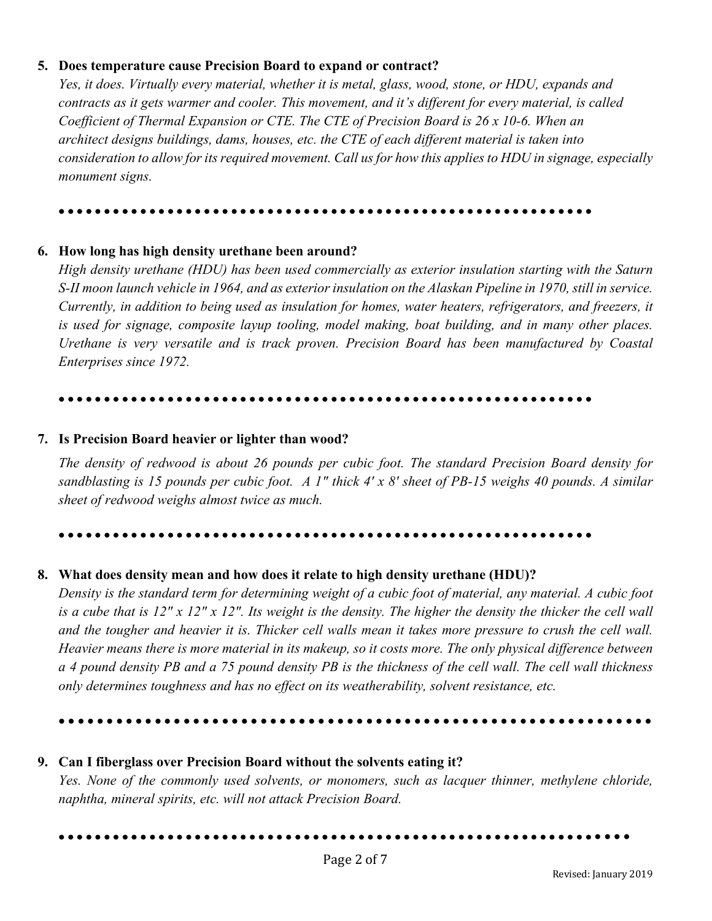5. **Does temperature cause Precision Board to expand or contract?**
*Yes, it does. Virtually every material, whether it is metal, glass, wood, stone, or HDU, expands and contracts as it gets warmer and cooler. This movement, and it's different for every material, is called Coefficient of Thermal Expansion or CTE. The CTE of Precision Board is 26 x 10-6. When an architect designs buildings, dams, houses, etc. the CTE of each different material is taken into consideration to allow for its required movement. Call us for how this applies to HDU in signage, especially monument signs.*

●●●●●●●●●●●●●●●●●●●●●●●●●●●●●●●●●●●●●●●●●●●●●●●●●●●●●●●●●

6. **How long has high density urethane been around?**
*High density urethane (HDU) has been used commercially as exterior insulation starting with the Saturn S-II moon launch vehicle in 1964, and as exterior insulation on the Alaskan Pipeline in 1970, still in service. Currently, in addition to being used as insulation for homes, water heaters, refrigerators, and freezers, it is used for signage, composite layup tooling, model making, boat building, and in many other places. Urethane is very versatile and is track proven. Precision Board has been manufactured by Coastal Enterprises since 1972.*

●●●●●●●●●●●●●●●●●●●●●●●●●●●●●●●●●●●●●●●●●●●●●●●●●●●●●●●●●

7. **Is Precision Board heavier or lighter than wood?**
*The density of redwood is about 26 pounds per cubic foot. The standard Precision Board density for sandblasting is 15 pounds per cubic foot. A 1" thick 4' x 8' sheet of PB-15 weighs 40 pounds. A similar sheet of redwood weighs almost twice as much.*

●●●●●●●●●●●●●●●●●●●●●●●●●●●●●●●●●●●●●●●●●●●●●●●●●●●●●●●●●

8. **What does density mean and how does it relate to high density urethane (HDU)?**
*Density is the standard term for determining weight of a cubic foot of material, any material. A cubic foot is a cube that is 12" x 12" x 12". Its weight is the density. The higher the density the thicker the cell wall and the tougher and heavier it is. Thicker cell walls mean it takes more pressure to crush the cell wall. Heavier means there is more material in its makeup, so it costs more. The only physical difference between a 4 pound density PB and a 75 pound density PB is the thickness of the cell wall. The cell wall thickness only determines toughness and has no effect on its weatherability, solvent resistance, etc.*

●●●●●●●●●●●●●●●●●●●●●●●●●●●●●●●●●●●●●●●●●●●●●●●●●●●●●●●●●●●●●●

9. **Can I fiberglass over Precision Board without the solvents eating it?**
*Yes. None of the commonly used solvents, or monomers, such as lacquer thinner, methylene chloride, naphtha, mineral spirits, etc. will not attack Precision Board.*

●●●●●●●●●●●●●●●●●●●●●●●●●●●●●●●●●●●●●●●●●●●●●●●●●●●●●●●●●●●●●●

Revised: January 2019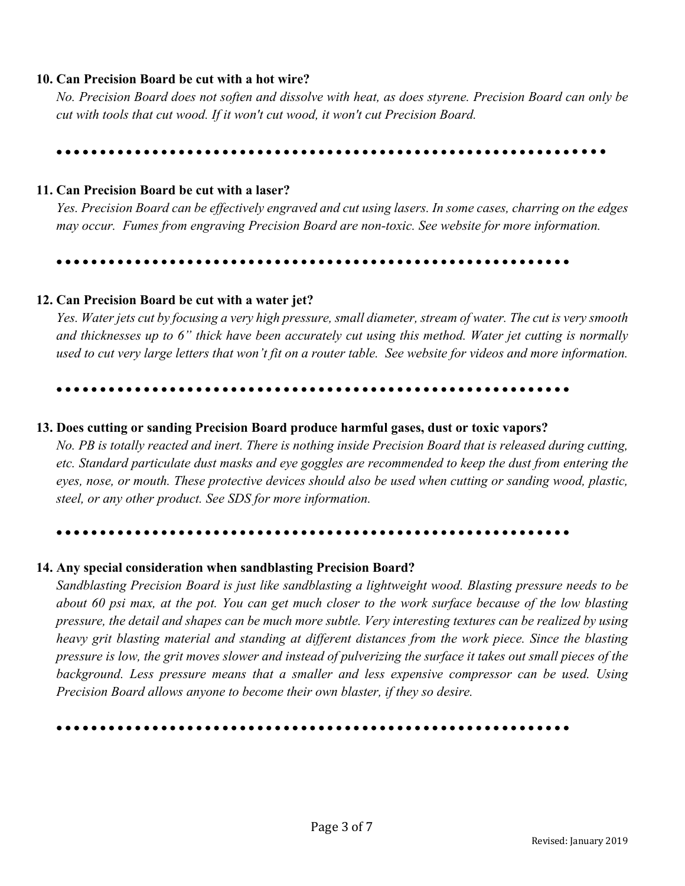**10. Can Precision Board be cut with a hot wire?**

*No. Precision Board does not soften and dissolve with heat, as does styrene. Precision Board can only be cut with tools that cut wood. If it won't cut wood, it won't cut Precision Board.*

●●●●●●●●●●●●●●●●●●●●●●●●●●●●●●●●●●●●●●●●●●●●●●●●●●●●●●●●●●●●●●●

**11. Can Precision Board be cut with a laser?**

*Yes. Precision Board can be effectively engraved and cut using lasers. In some cases, charring on the edges may occur. Fumes from engraving Precision Board are non-toxic. See website for more information.*

●●●●●●●●●●●●●●●●●●●●●●●●●●●●●●●●●●●●●●●●●●●●●●●●●●●●●●●●●●●

**12. Can Precision Board be cut with a water jet?**

*Yes. Water jets cut by focusing a very high pressure, small diameter, stream of water. The cut is very smooth and thicknesses up to 6" thick have been accurately cut using this method. Water jet cutting is normally used to cut very large letters that won't fit on a router table. See website for videos and more information.*

●●●●●●●●●●●●●●●●●●●●●●●●●●●●●●●●●●●●●●●●●●●●●●●●●●●●●●●●●●●

**13. Does cutting or sanding Precision Board produce harmful gases, dust or toxic vapors?**

*No. PB is totally reacted and inert. There is nothing inside Precision Board that is released during cutting, etc. Standard particulate dust masks and eye goggles are recommended to keep the dust from entering the eyes, nose, or mouth. These protective devices should also be used when cutting or sanding wood, plastic, steel, or any other product. See SDS for more information.*

●●●●●●●●●●●●●●●●●●●●●●●●●●●●●●●●●●●●●●●●●●●●●●●●●●●●●●●●●●●

**14. Any special consideration when sandblasting Precision Board?**

*Sandblasting Precision Board is just like sandblasting a lightweight wood. Blasting pressure needs to be about 60 psi max, at the pot. You can get much closer to the work surface because of the low blasting pressure, the detail and shapes can be much more subtle. Very interesting textures can be realized by using heavy grit blasting material and standing at different distances from the work piece. Since the blasting pressure is low, the grit moves slower and instead of pulverizing the surface it takes out small pieces of the background. Less pressure means that a smaller and less expensive compressor can be used. Using Precision Board allows anyone to become their own blaster, if they so desire.*

●●●●●●●●●●●●●●●●●●●●●●●●●●●●●●●●●●●●●●●●●●●●●●●●●●●●●●●●●●●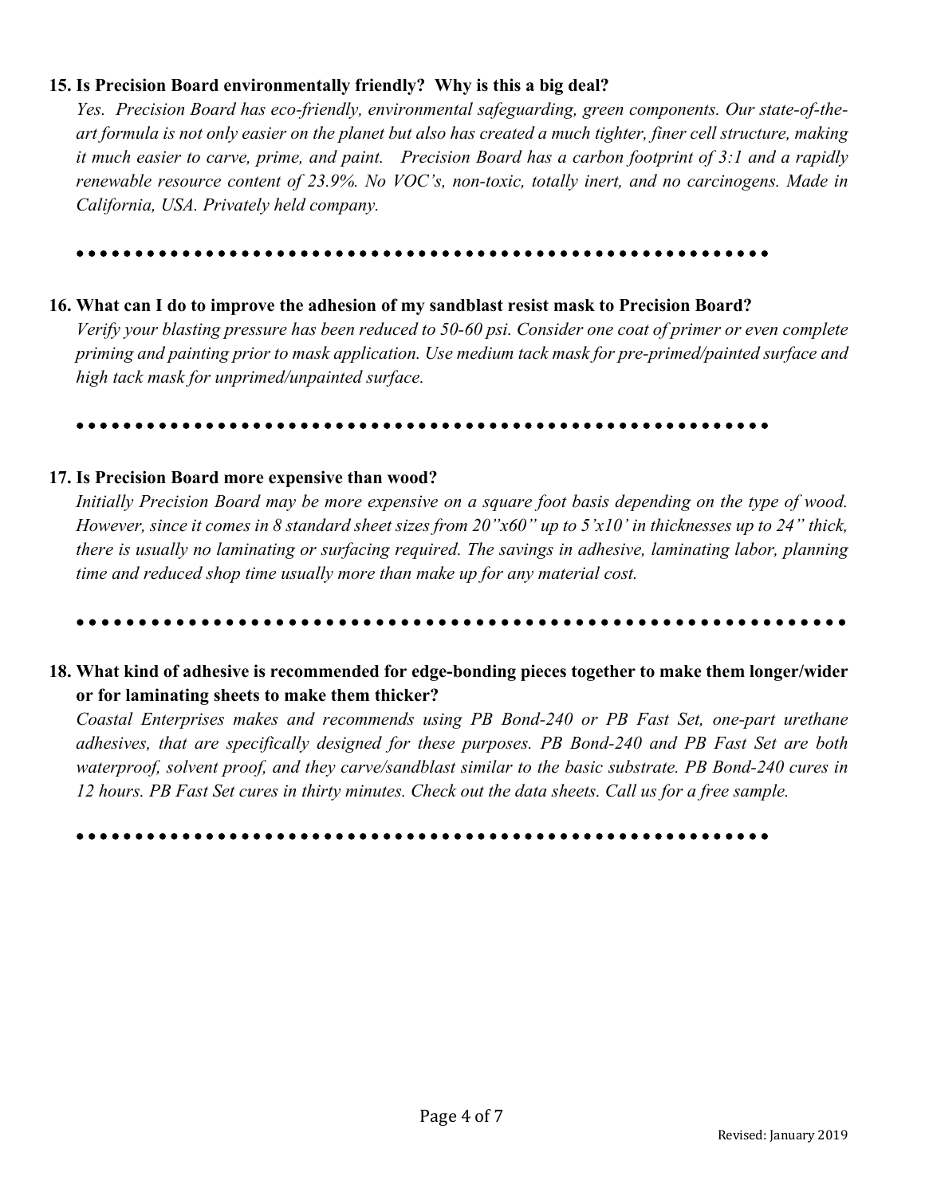**15. Is Precision Board environmentally friendly? Why is this a big deal?**

*Yes. Precision Board has eco-friendly, environmental safeguarding, green components. Our state-of-the-art formula is not only easier on the planet but also has created a much tighter, finer cell structure, making it much easier to carve, prime, and paint. Precision Board has a carbon footprint of 3:1 and a rapidly renewable resource content of 23.9%. No VOC's, non-toxic, totally inert, and no carcinogens. Made in California, USA. Privately held company.*

●●●●●●●●●●●●●●●●●●●●●●●●●●●●●●●●●●●●●●●●●●●●●●●●●●●●●●●●●

**16. What can I do to improve the adhesion of my sandblast resist mask to Precision Board?**

*Verify your blasting pressure has been reduced to 50-60 psi. Consider one coat of primer or even complete priming and painting prior to mask application. Use medium tack mask for pre-primed/painted surface and high tack mask for unprimed/unpainted surface.*

●●●●●●●●●●●●●●●●●●●●●●●●●●●●●●●●●●●●●●●●●●●●●●●●●●●●●●●●●

**17. Is Precision Board more expensive than wood?**

*Initially Precision Board may be more expensive on a square foot basis depending on the type of wood. However, since it comes in 8 standard sheet sizes from 20"x60" up to 5'x10' in thicknesses up to 24" thick, there is usually no laminating or surfacing required. The savings in adhesive, laminating labor, planning time and reduced shop time usually more than make up for any material cost.*

●●●●●●●●●●●●●●●●●●●●●●●●●●●●●●●●●●●●●●●●●●●●●●●●●●●●●●●●●●●●●●

**18. What kind of adhesive is recommended for edge-bonding pieces together to make them longer/wider or for laminating sheets to make them thicker?**

*Coastal Enterprises makes and recommends using PB Bond-240 or PB Fast Set, one-part urethane adhesives, that are specifically designed for these purposes. PB Bond-240 and PB Fast Set are both waterproof, solvent proof, and they carve/sandblast similar to the basic substrate. PB Bond-240 cures in 12 hours. PB Fast Set cures in thirty minutes. Check out the data sheets. Call us for a free sample.*

●●●●●●●●●●●●●●●●●●●●●●●●●●●●●●●●●●●●●●●●●●●●●●●●●●●●●●●●●

Revised: January 2019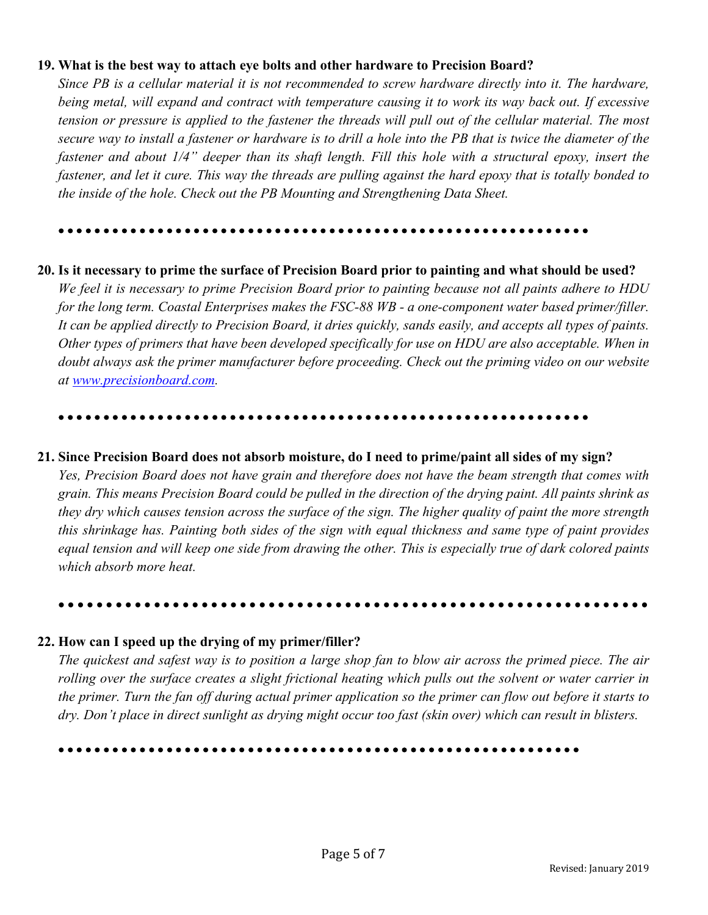**19. What is the best way to attach eye bolts and other hardware to Precision Board?**

*Since PB is a cellular material it is not recommended to screw hardware directly into it. The hardware, being metal, will expand and contract with temperature causing it to work its way back out. If excessive tension or pressure is applied to the fastener the threads will pull out of the cellular material. The most secure way to install a fastener or hardware is to drill a hole into the PB that is twice the diameter of the fastener and about 1/4" deeper than its shaft length. Fill this hole with a structural epoxy, insert the fastener, and let it cure. This way the threads are pulling against the hard epoxy that is totally bonded to the inside of the hole. Check out the PB Mounting and Strengthening Data Sheet.*

●●●●●●●●●●●●●●●●●●●●●●●●●●●●●●●●●●●●●●●●●●●●●●●●●●●●●●●●●●

**20. Is it necessary to prime the surface of Precision Board prior to painting and what should be used?**

*We feel it is necessary to prime Precision Board prior to painting because not all paints adhere to HDU for the long term. Coastal Enterprises makes the FSC-88 WB - a one-component water based primer/filler. It can be applied directly to Precision Board, it dries quickly, sands easily, and accepts all types of paints. Other types of primers that have been developed specifically for use on HDU are also acceptable. When in doubt always ask the primer manufacturer before proceeding. Check out the priming video on our website at [www.precisionboard.com](http://www.precisionboard.com).*

●●●●●●●●●●●●●●●●●●●●●●●●●●●●●●●●●●●●●●●●●●●●●●●●●●●●●●●●●●

**21. Since Precision Board does not absorb moisture, do I need to prime/paint all sides of my sign?**

*Yes, Precision Board does not have grain and therefore does not have the beam strength that comes with grain. This means Precision Board could be pulled in the direction of the drying paint. All paints shrink as they dry which causes tension across the surface of the sign. The higher quality of paint the more strength this shrinkage has. Painting both sides of the sign with equal thickness and same type of paint provides equal tension and will keep one side from drawing the other. This is especially true of dark colored paints which absorb more heat.*

●●●●●●●●●●●●●●●●●●●●●●●●●●●●●●●●●●●●●●●●●●●●●●●●●●●●●●●●●●●●●●●●

**22. How can I speed up the drying of my primer/filler?**

*The quickest and safest way is to position a large shop fan to blow air across the primed piece. The air rolling over the surface creates a slight frictional heating which pulls out the solvent or water carrier in the primer. Turn the fan off during actual primer application so the primer can flow out before it starts to dry. Don't place in direct sunlight as drying might occur too fast (skin over) which can result in blisters.*

●●●●●●●●●●●●●●●●●●●●●●●●●●●●●●●●●●●●●●●●●●●●●●●●●●●●●●●●●●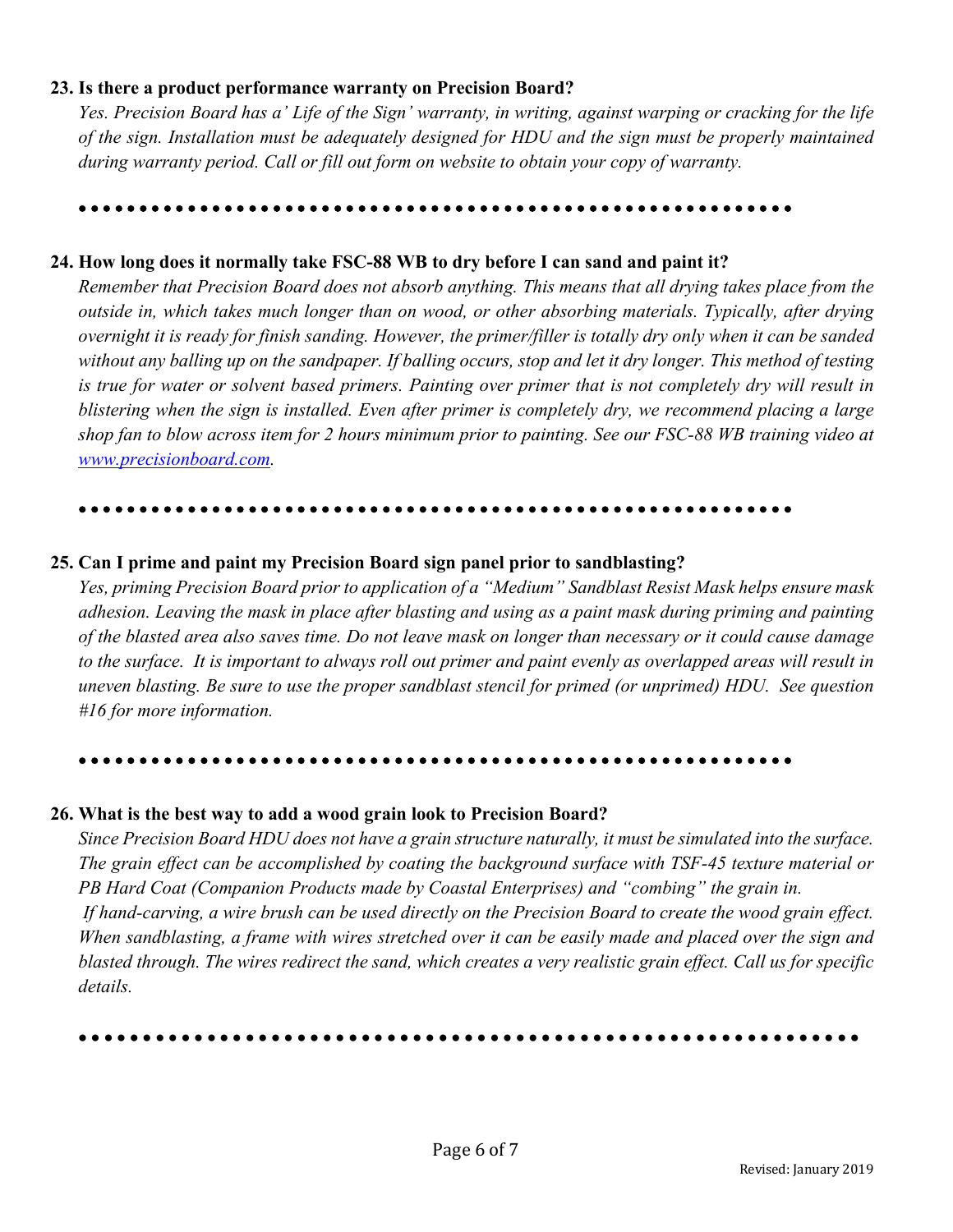**23. Is there a product performance warranty on Precision Board?**

*Yes. Precision Board has a' Life of the Sign' warranty, in writing, against warping or cracking for the life of the sign. Installation must be adequately designed for HDU and the sign must be properly maintained during warranty period. Call or fill out form on website to obtain your copy of warranty.*

●●●●●●●●●●●●●●●●●●●●●●●●●●●●●●●●●●●●●●●●●●●●●●●●●●●●●●●●

**24. How long does it normally take FSC-88 WB to dry before I can sand and paint it?**

*Remember that Precision Board does not absorb anything. This means that all drying takes place from the outside in, which takes much longer than on wood, or other absorbing materials. Typically, after drying overnight it is ready for finish sanding. However, the primer/filler is totally dry only when it can be sanded without any balling up on the sandpaper. If balling occurs, stop and let it dry longer. This method of testing is true for water or solvent based primers. Painting over primer that is not completely dry will result in blistering when the sign is installed. Even after primer is completely dry, we recommend placing a large shop fan to blow across item for 2 hours minimum prior to painting. See our FSC-88 WB training video at [www.precisionboard.com](www.precisionboard.com).*

●●●●●●●●●●●●●●●●●●●●●●●●●●●●●●●●●●●●●●●●●●●●●●●●●●●●●●●●

**25. Can I prime and paint my Precision Board sign panel prior to sandblasting?**

*Yes, priming Precision Board prior to application of a "Medium" Sandblast Resist Mask helps ensure mask adhesion. Leaving the mask in place after blasting and using as a paint mask during priming and painting of the blasted area also saves time. Do not leave mask on longer than necessary or it could cause damage to the surface. It is important to always roll out primer and paint evenly as overlapped areas will result in uneven blasting. Be sure to use the proper sandblast stencil for primed (or unprimed) HDU. See question #16 for more information.*

●●●●●●●●●●●●●●●●●●●●●●●●●●●●●●●●●●●●●●●●●●●●●●●●●●●●●●●●

**26. What is the best way to add a wood grain look to Precision Board?**

*Since Precision Board HDU does not have a grain structure naturally, it must be simulated into the surface. The grain effect can be accomplished by coating the background surface with TSF-45 texture material or PB Hard Coat (Companion Products made by Coastal Enterprises) and "combing" the grain in.*

*If hand-carving, a wire brush can be used directly on the Precision Board to create the wood grain effect. When sandblasting, a frame with wires stretched over it can be easily made and placed over the sign and blasted through. The wires redirect the sand, which creates a very realistic grain effect. Call us for specific details.*

●●●●●●●●●●●●●●●●●●●●●●●●●●●●●●●●●●●●●●●●●●●●●●●●●●●●●●●●●●●●●●

Revised: January 2019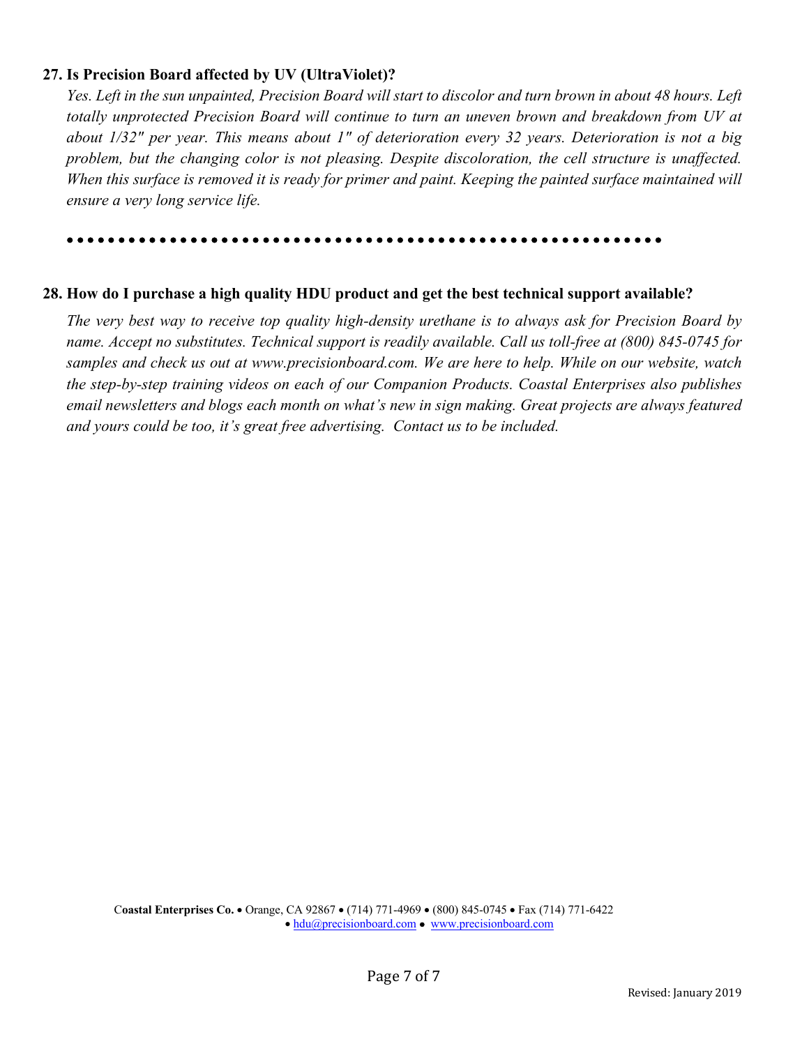**27. Is Precision Board affected by UV (UltraViolet)?**

*Yes. Left in the sun unpainted, Precision Board will start to discolor and turn brown in about 48 hours. Left totally unprotected Precision Board will continue to turn an uneven brown and breakdown from UV at about 1/32" per year. This means about 1" of deterioration every 32 years. Deterioration is not a big problem, but the changing color is not pleasing. Despite discoloration, the cell structure is unaffected. When this surface is removed it is ready for primer and paint. Keeping the painted surface maintained will ensure a very long service life.*

• • • • • • • • • • • • • • • • • • • • • • • • • • • • • • • • • • • • • • • • • • • • • • • • • • • • • • • •

**28. How do I purchase a high quality HDU product and get the best technical support available?**

*The very best way to receive top quality high-density urethane is to always ask for Precision Board by name. Accept no substitutes. Technical support is readily available. Call us toll-free at (800) 845-0745 for samples and check us out at www.precisionboard.com. We are here to help. While on our website, watch the step-by-step training videos on each of our Companion Products. Coastal Enterprises also publishes email newsletters and blogs each month on what's new in sign making. Great projects are always featured and yours could be too, it's great free advertising. Contact us to be included.*

**Coastal Enterprises Co.** • Orange, CA 92867 • (714) 771-4969 • (800) 845-0745 • Fax (714) 771-6422 • hdu@precisionboard.com • www.precisionboard.com

Revised: January 2019